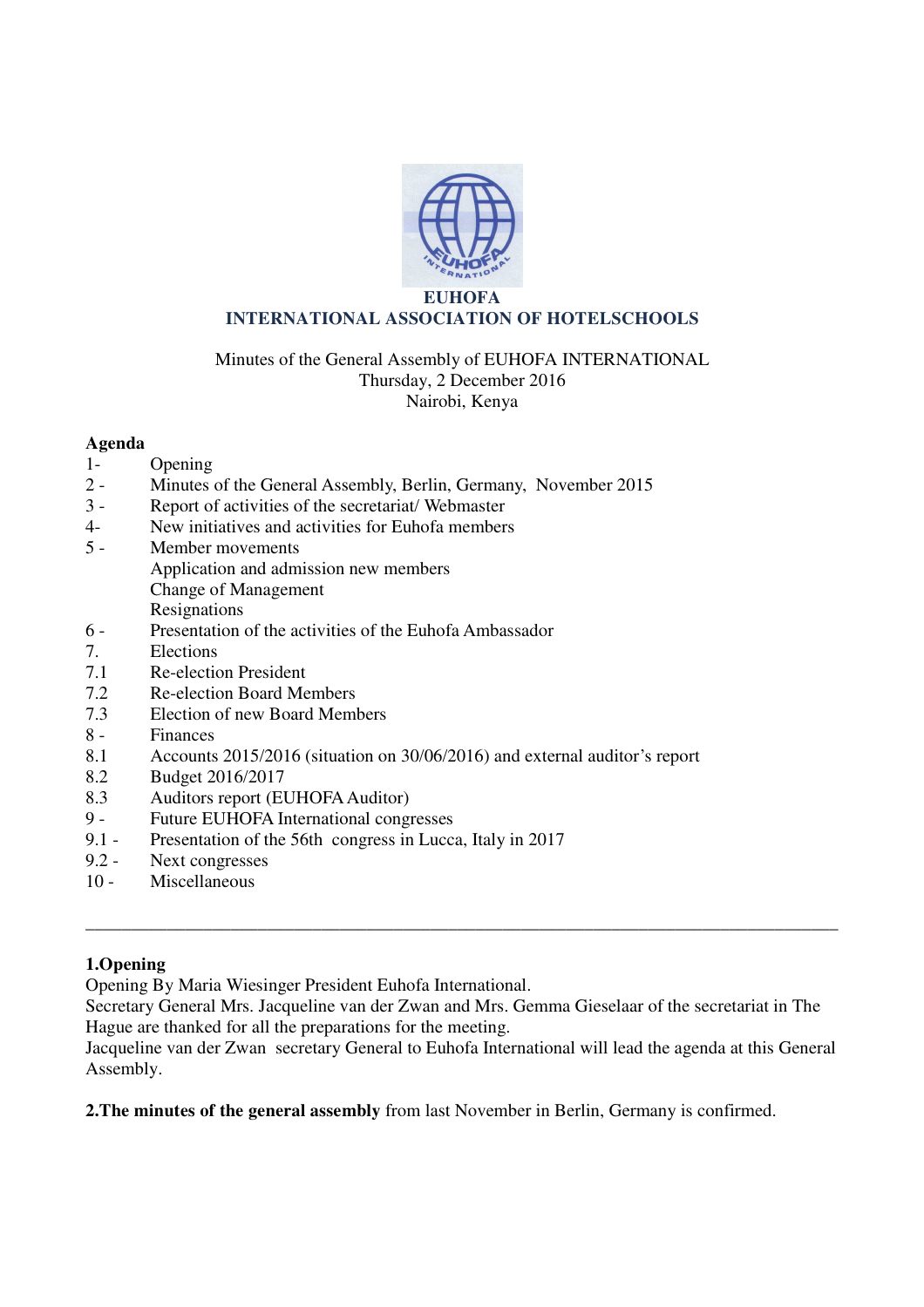**EUHOFA**

**INTERNATIONAL ASSOCIATION OF HOTELSCHOOLS**

Minutes of the General Assembly of EUHOFA INTERNATIONAL
Thursday, 2 December 2016
Nairobi, Kenya

**Agenda**

1- Opening
2 - Minutes of the General Assembly, Berlin, Germany, November 2015
3 - Report of activities of the secretariat/ Webmaster
4- New initiatives and activities for Euhofa members
5 - Member movements
  Application and admission new members
  Change of Management
  Resignations
6 - Presentation of the activities of the Euhofa Ambassador
7. Elections
7.1 Re-election President
7.2 Re-election Board Members
7.3 Election of new Board Members
8 - Finances
8.1 Accounts 2015/2016 (situation on 30/06/2016) and external auditor's report
8.2 Budget 2016/2017
8.3 Auditors report (EUHOFA Auditor)
9 - Future EUHOFA International congresses
9.1 - Presentation of the 56th congress in Lucca, Italy in 2017
9.2 - Next congresses
10 - Miscellaneous

---

**1.Opening**

Opening By Maria Wiesinger President Euhofa International.
Secretary General Mrs. Jacqueline van der Zwan and Mrs. Gemma Gieselaar of the secretariat in The Hague are thanked for all the preparations for the meeting.
Jacqueline van der Zwan secretary General to Euhofa International will lead the agenda at this General Assembly.

**2.The minutes of the general assembly** from last November in Berlin, Germany is confirmed.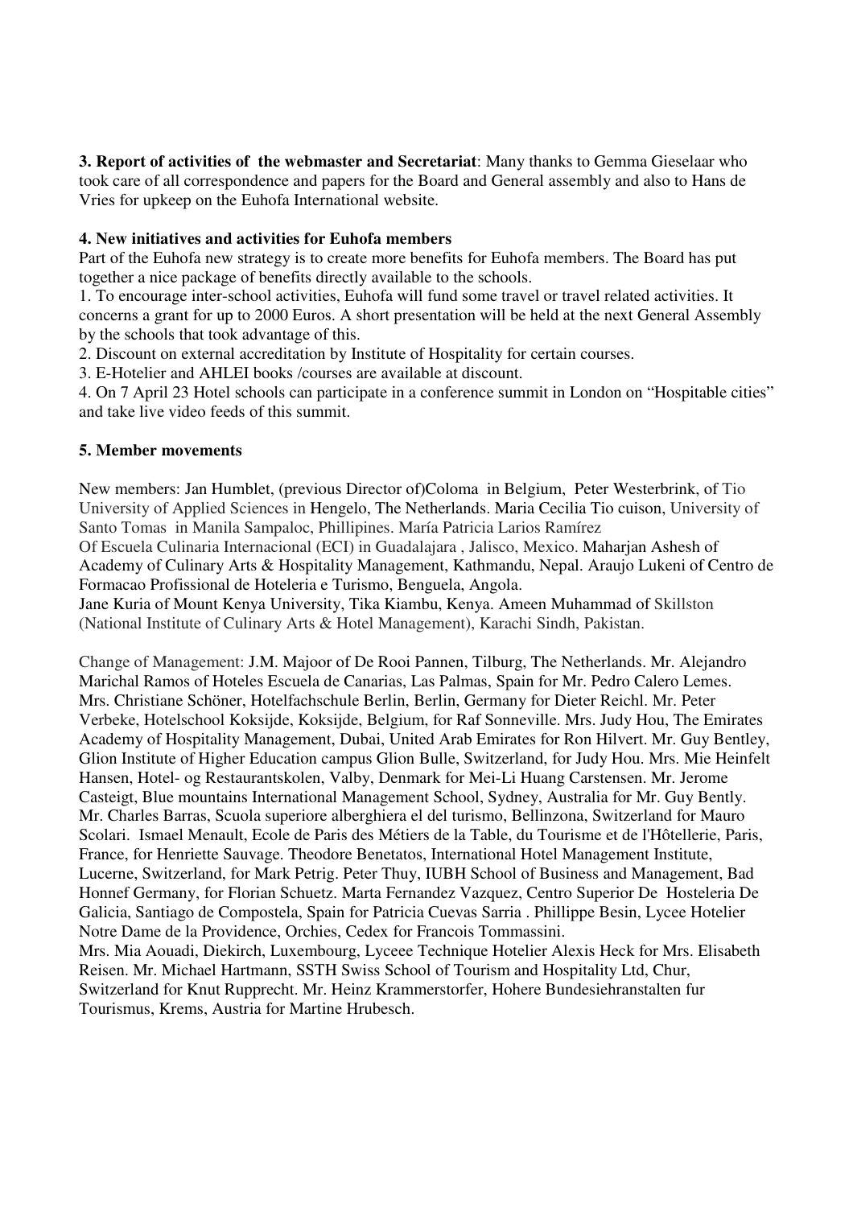**3. Report of activities of the webmaster and Secretariat**: Many thanks to Gemma Gieselaar who took care of all correspondence and papers for the Board and General assembly and also to Hans de Vries for upkeep on the Euhofa International website.

**4. New initiatives and activities for Euhofa members**

Part of the Euhofa new strategy is to create more benefits for Euhofa members. The Board has put together a nice package of benefits directly available to the schools.

1. To encourage inter-school activities, Euhofa will fund some travel or travel related activities. It concerns a grant for up to 2000 Euros. A short presentation will be held at the next General Assembly by the schools that took advantage of this.
2. Discount on external accreditation by Institute of Hospitality for certain courses.
3. E-Hotelier and AHLEI books /courses are available at discount.
4. On 7 April 23 Hotel schools can participate in a conference summit in London on "Hospitable cities" and take live video feeds of this summit.

**5. Member movements**

New members: Jan Humblet, (previous Director of)Coloma in Belgium, Peter Westerbrink, of Tio University of Applied Sciences in Hengelo, The Netherlands. Maria Cecilia Tio cuison, University of Santo Tomas in Manila Sampaloc, Phillipines. María Patricia Larios Ramírez Of Escuela Culinaria Internacional (ECI) in Guadalajara , Jalisco, Mexico. Maharjan Ashesh of Academy of Culinary Arts & Hospitality Management, Kathmandu, Nepal. Araujo Lukeni of Centro de Formacao Profissional de Hoteleria e Turismo, Benguela, Angola.
Jane Kuria of Mount Kenya University, Tika Kiambu, Kenya. Ameen Muhammad of Skillston (National Institute of Culinary Arts & Hotel Management), Karachi Sindh, Pakistan.

Change of Management: J.M. Majoor of De Rooi Pannen, Tilburg, The Netherlands. Mr. Alejandro Marichal Ramos of Hoteles Escuela de Canarias, Las Palmas, Spain for Mr. Pedro Calero Lemes. Mrs. Christiane Schöner, Hotelfachschule Berlin, Berlin, Germany for Dieter Reichl. Mr. Peter Verbeke, Hotelschool Koksijde, Koksijde, Belgium, for Raf Sonneville. Mrs. Judy Hou, The Emirates Academy of Hospitality Management, Dubai, United Arab Emirates for Ron Hilvert. Mr. Guy Bentley, Glion Institute of Higher Education campus Glion Bulle, Switzerland, for Judy Hou. Mrs. Mie Heinfelt Hansen, Hotel- og Restaurantskolen, Valby, Denmark for Mei-Li Huang Carstensen. Mr. Jerome Casteigt, Blue mountains International Management School, Sydney, Australia for Mr. Guy Bently. Mr. Charles Barras, Scuola superiore alberghiera el del turismo, Bellinzona, Switzerland for Mauro Scolari. Ismael Menault, Ecole de Paris des Métiers de la Table, du Tourisme et de l'Hôtellerie, Paris, France, for Henriette Sauvage. Theodore Benetatos, International Hotel Management Institute, Lucerne, Switzerland, for Mark Petrig. Peter Thuy, IUBH School of Business and Management, Bad Honnef Germany, for Florian Schuetz. Marta Fernandez Vazquez, Centro Superior De Hosteleria De Galicia, Santiago de Compostela, Spain for Patricia Cuevas Sarria . Phillippe Besin, Lycee Hotelier Notre Dame de la Providence, Orchies, Cedex for Francois Tommassini.
Mrs. Mia Aouadi, Diekirch, Luxembourg, Lyceee Technique Hotelier Alexis Heck for Mrs. Elisabeth Reisen. Mr. Michael Hartmann, SSTH Swiss School of Tourism and Hospitality Ltd, Chur, Switzerland for Knut Rupprecht. Mr. Heinz Krammerstorfer, Hohere Bundesiehranstalten fur Tourismus, Krems, Austria for Martine Hrubesch.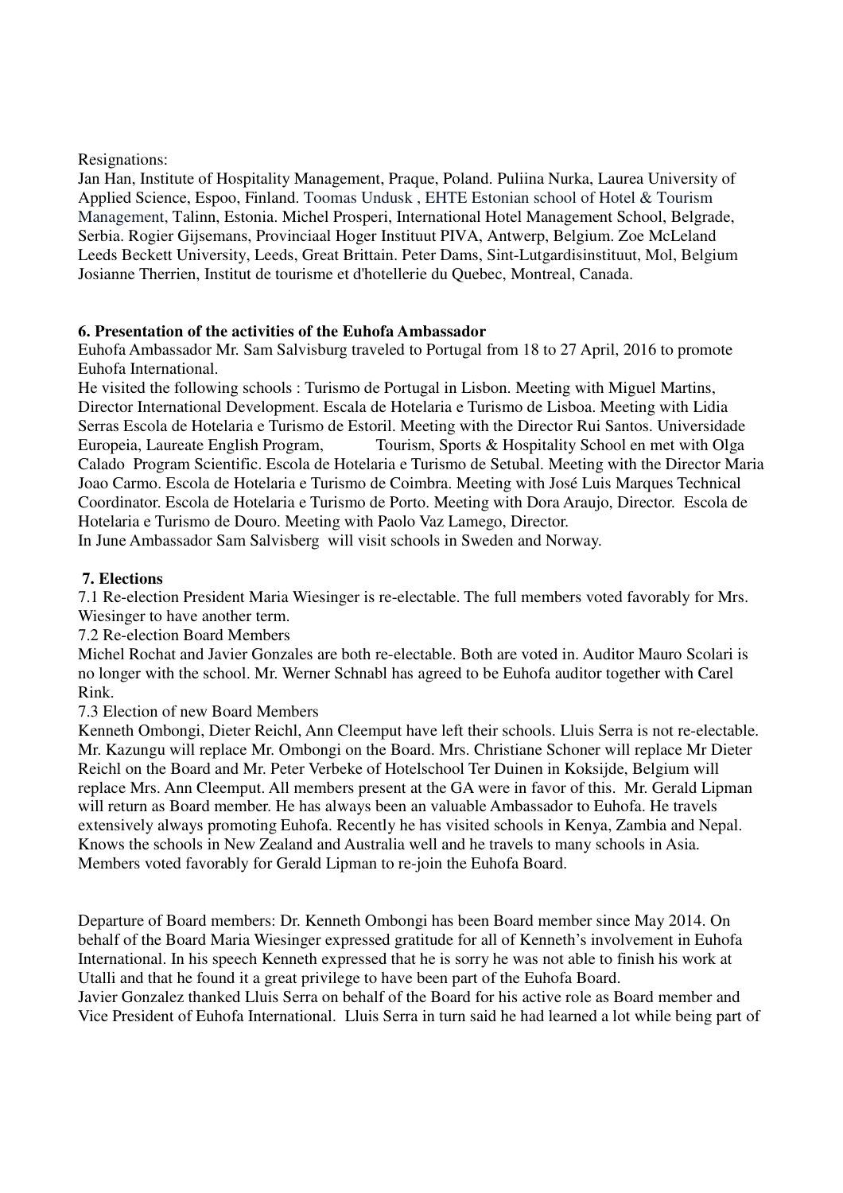Resignations:
Jan Han, Institute of Hospitality Management, Praque, Poland. Puliina Nurka, Laurea University of Applied Science, Espoo, Finland. Toomas Undusk , EHTE Estonian school of Hotel & Tourism Management, Talinn, Estonia. Michel Prosperi, International Hotel Management School, Belgrade, Serbia. Rogier Gijsemans, Provinciaal Hoger Instituut PIVA, Antwerp, Belgium. Zoe McLeland Leeds Beckett University, Leeds, Great Brittain. Peter Dams, Sint-Lutgardisinstituut, Mol, Belgium Josianne Therrien, Institut de tourisme et d'hotellerie du Quebec, Montreal, Canada.

**6. Presentation of the activities of the Euhofa Ambassador**

Euhofa Ambassador Mr. Sam Salvisburg traveled to Portugal from 18 to 27 April, 2016 to promote Euhofa International.

He visited the following schools : Turismo de Portugal in Lisbon. Meeting with Miguel Martins, Director International Development. Escala de Hotelaria e Turismo de Lisboa. Meeting with Lidia Serras Escola de Hotelaria e Turismo de Estoril. Meeting with the Director Rui Santos. Universidade Europeia, Laureate English Program, Tourism, Sports & Hospitality School en met with Olga Calado Program Scientific. Escola de Hotelaria e Turismo de Setubal. Meeting with the Director Maria Joao Carmo. Escola de Hotelaria e Turismo de Coimbra. Meeting with José Luis Marques Technical Coordinator. Escola de Hotelaria e Turismo de Porto. Meeting with Dora Araujo, Director. Escola de Hotelaria e Turismo de Douro. Meeting with Paolo Vaz Lamego, Director.

In June Ambassador Sam Salvisberg will visit schools in Sweden and Norway.

**7. Elections**

7.1 Re-election President Maria Wiesinger is re-electable. The full members voted favorably for Mrs. Wiesinger to have another term.

7.2 Re-election Board Members

Michel Rochat and Javier Gonzales are both re-electable. Both are voted in. Auditor Mauro Scolari is no longer with the school. Mr. Werner Schnabl has agreed to be Euhofa auditor together with Carel Rink.

7.3 Election of new Board Members

Kenneth Ombongi, Dieter Reichl, Ann Cleemput have left their schools. Lluis Serra is not re-electable. Mr. Kazungu will replace Mr. Ombongi on the Board. Mrs. Christiane Schoner will replace Mr Dieter Reichl on the Board and Mr. Peter Verbeke of Hotelschool Ter Duinen in Koksijde, Belgium will replace Mrs. Ann Cleemput. All members present at the GA were in favor of this. Mr. Gerald Lipman will return as Board member. He has always been an valuable Ambassador to Euhofa. He travels extensively always promoting Euhofa. Recently he has visited schools in Kenya, Zambia and Nepal. Knows the schools in New Zealand and Australia well and he travels to many schools in Asia. Members voted favorably for Gerald Lipman to re-join the Euhofa Board.

Departure of Board members: Dr. Kenneth Ombongi has been Board member since May 2014. On behalf of the Board Maria Wiesinger expressed gratitude for all of Kenneth's involvement in Euhofa International. In his speech Kenneth expressed that he is sorry he was not able to finish his work at Utalli and that he found it a great privilege to have been part of the Euhofa Board.

Javier Gonzalez thanked Lluis Serra on behalf of the Board for his active role as Board member and Vice President of Euhofa International. Lluis Serra in turn said he had learned a lot while being part of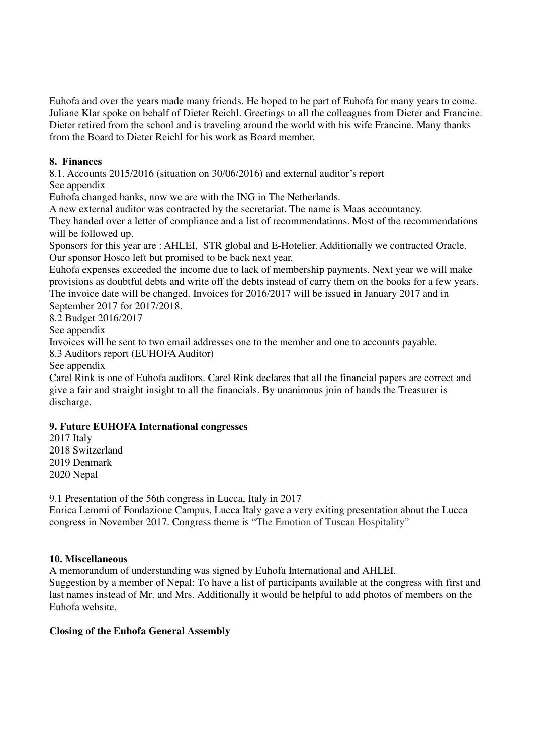Euhofa and over the years made many friends. He hoped to be part of Euhofa for many years to come. Juliane Klar spoke on behalf of Dieter Reichl. Greetings to all the colleagues from Dieter and Francine. Dieter retired from the school and is traveling around the world with his wife Francine. Many thanks from the Board to Dieter Reichl for his work as Board member.

## 8. Finances

8.1. Accounts 2015/2016 (situation on 30/06/2016) and external auditor's report

See appendix

Euhofa changed banks, now we are with the ING in The Netherlands.

A new external auditor was contracted by the secretariat. The name is Maas accountancy.

They handed over a letter of compliance and a list of recommendations. Most of the recommendations will be followed up.

Sponsors for this year are : AHLEI, STR global and E-Hotelier. Additionally we contracted Oracle. Our sponsor Hosco left but promised to be back next year.

Euhofa expenses exceeded the income due to lack of membership payments. Next year we will make provisions as doubtful debts and write off the debts instead of carry them on the books for a few years. The invoice date will be changed. Invoices for 2016/2017 will be issued in January 2017 and in September 2017 for 2017/2018.

8.2 Budget 2016/2017

See appendix

Invoices will be sent to two email addresses one to the member and one to accounts payable.

8.3 Auditors report (EUHOFA Auditor)

See appendix

Carel Rink is one of Euhofa auditors. Carel Rink declares that all the financial papers are correct and give a fair and straight insight to all the financials. By unanimous join of hands the Treasurer is discharge.

## 9. Future EUHOFA International congresses

2017 Italy
2018 Switzerland
2019 Denmark
2020 Nepal

9.1 Presentation of the 56th congress in Lucca, Italy in 2017

Enrica Lemmi of Fondazione Campus, Lucca Italy gave a very exiting presentation about the Lucca congress in November 2017. Congress theme is "The Emotion of Tuscan Hospitality"

## 10. Miscellaneous

A memorandum of understanding was signed by Euhofa International and AHLEI.

Suggestion by a member of Nepal: To have a list of participants available at the congress with first and last names instead of Mr. and Mrs. Additionally it would be helpful to add photos of members on the Euhofa website.

## Closing of the Euhofa General Assembly